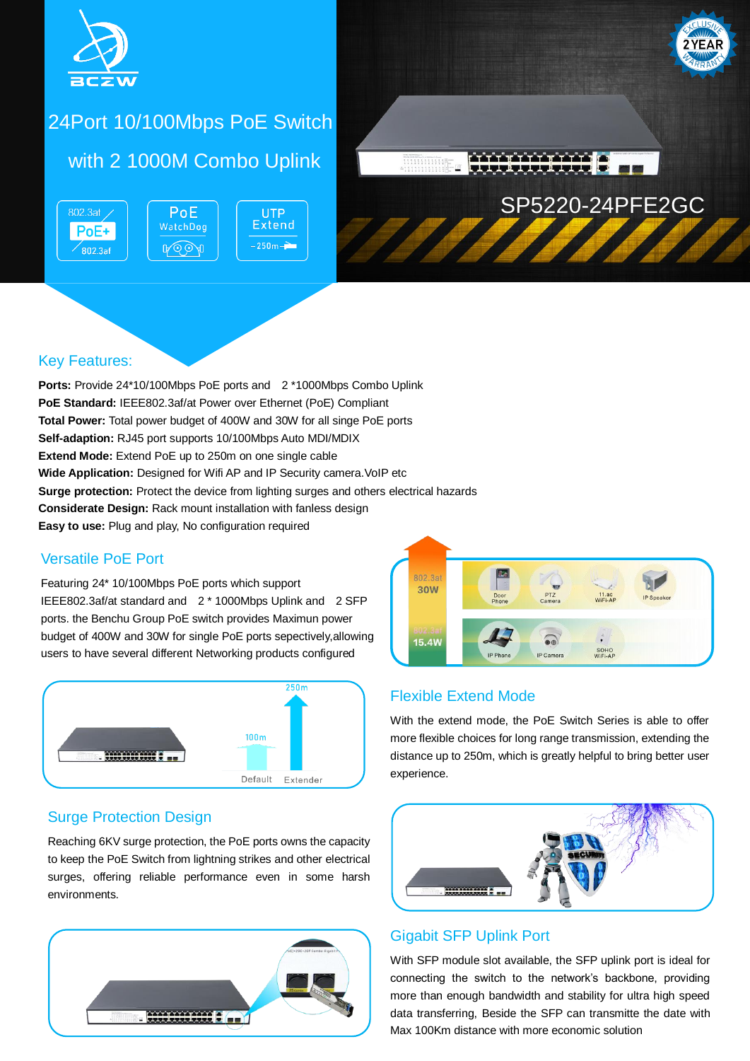# 24Port 10/100Mbps PoE Switch with 2 1000M Combo Uplink

SP5220-24PFE2GC

## Key Features:

**Ports:** Provide 24*10/100Mbps PoE ports and 2 *1000Mbps Combo Uplink
**PoE Standard:** IEEE802.3af/at Power over Ethernet (PoE) Compliant
**Total Power:** Total power budget of 400W and 30W for all singe PoE ports
**Self-adaption:** RJ45 port supports 10/100Mbps Auto MDI/MDIX
**Extend Mode:** Extend PoE up to 250m on one single cable
**Wide Application:** Designed for Wifi AP and IP Security camera.VoIP etc
**Surge protection:** Protect the device from lighting surges and others electrical hazards
**Considerate Design:** Rack mount installation with fanless design
**Easy to use:** Plug and play, No configuration required

## Versatile PoE Port

Featuring 24* 10/100Mbps PoE ports which support IEEE802.3af/at standard and 2 * 1000Mbps Uplink and 2 SFP ports. the Benchu Group PoE switch provides Maximun power budget of 400W and 30W for single PoE ports sepectively,allowing users to have several different Networking products configured

## Flexible Extend Mode

With the extend mode, the PoE Switch Series is able to offer more flexible choices for long range transmission, extending the distance up to 250m, which is greatly helpful to bring better user experience.

## Surge Protection Design

Reaching 6KV surge protection, the PoE ports owns the capacity to keep the PoE Switch from lightning strikes and other electrical surges, offering reliable performance even in some harsh environments.

## Gigabit SFP Uplink Port

With SFP module slot available, the SFP uplink port is ideal for connecting the switch to the network's backbone, providing more than enough bandwidth and stability for ultra high speed data transferring, Beside the SFP can transmitte the date with Max 100Km distance with more economic solution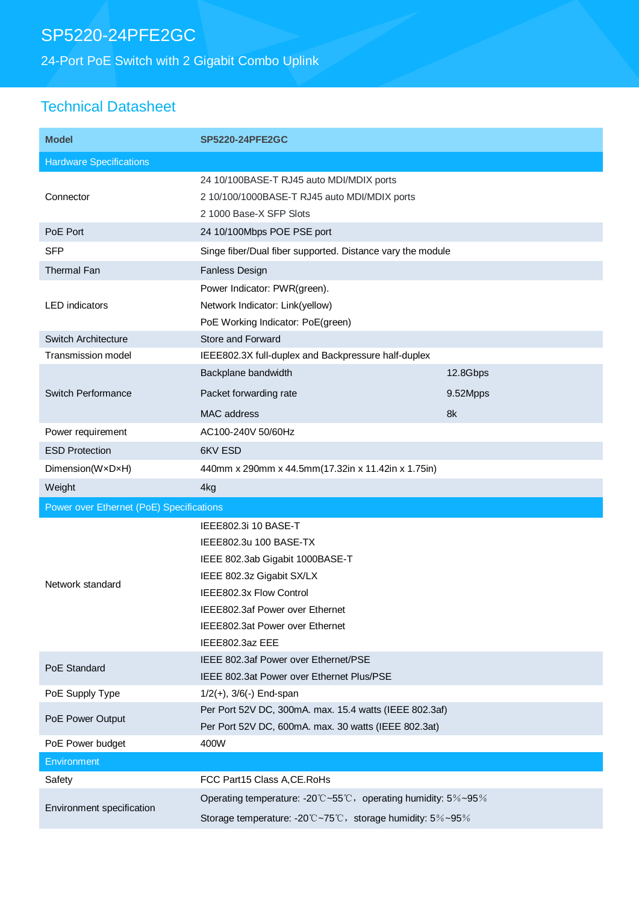# SP5220-24PFE2GC

## 24-Port PoE Switch with 2 Gigabit Combo Uplink

## Technical Datasheet

| Model | SP5220-24PFE2GC | |
|---|---|---|
| **Hardware Specifications** | | |
| Connector | 24 10/100BASE-T RJ45 auto MDI/MDIX ports<br>2 10/100/1000BASE-T RJ45 auto MDI/MDIX ports<br>2 1000 Base-X SFP Slots | |
| PoE Port | 24 10/100Mbps POE PSE port | |
| SFP | Singe fiber/Dual fiber supported. Distance vary the module | |
| Thermal Fan | Fanless Design | |
| LED indicators | Power Indicator: PWR(green).<br>Network Indicator: Link(yellow)<br>PoE Working Indicator: PoE(green) | |
| Switch Architecture | Store and Forward | |
| Transmission model | IEEE802.3X full-duplex and Backpressure half-duplex | |
| Switch Performance | Backplane bandwidth | 12.8Gbps |
| | Packet forwarding rate | 9.52Mpps |
| | MAC address | 8k |
| Power requirement | AC100-240V 50/60Hz | |
| ESD Protection | 6KV ESD | |
| Dimension(W×D×H) | 440mm x 290mm x 44.5mm(17.32in x 11.42in x 1.75in) | |
| Weight | 4kg | |
| **Power over Ethernet (PoE) Specifications** | | |
| Network standard | IEEE802.3i 10 BASE-T<br>IEEE802.3u 100 BASE-TX<br>IEEE 802.3ab Gigabit 1000BASE-T<br>IEEE 802.3z Gigabit SX/LX<br>IEEE802.3x Flow Control<br>IEEE802.3af Power over Ethernet<br>IEEE802.3at Power over Ethernet<br>IEEE802.3az EEE | |
| PoE Standard | IEEE 802.3af Power over Ethernet/PSE<br>IEEE 802.3at Power over Ethernet Plus/PSE | |
| PoE Supply Type | 1/2(+), 3/6(-) End-span | |
| PoE Power Output | Per Port 52V DC, 300mA. max. 15.4 watts (IEEE 802.3af)<br>Per Port 52V DC, 600mA. max. 30 watts (IEEE 802.3at) | |
| PoE Power budget | 400W | |
| **Environment** | | |
| Safety | FCC Part15 Class A,CE.RoHs | |
| Environment specification | Operating temperature: -20℃~55℃，operating humidity: 5%~95%<br>Storage temperature: -20℃~75℃，storage humidity: 5%~95% | |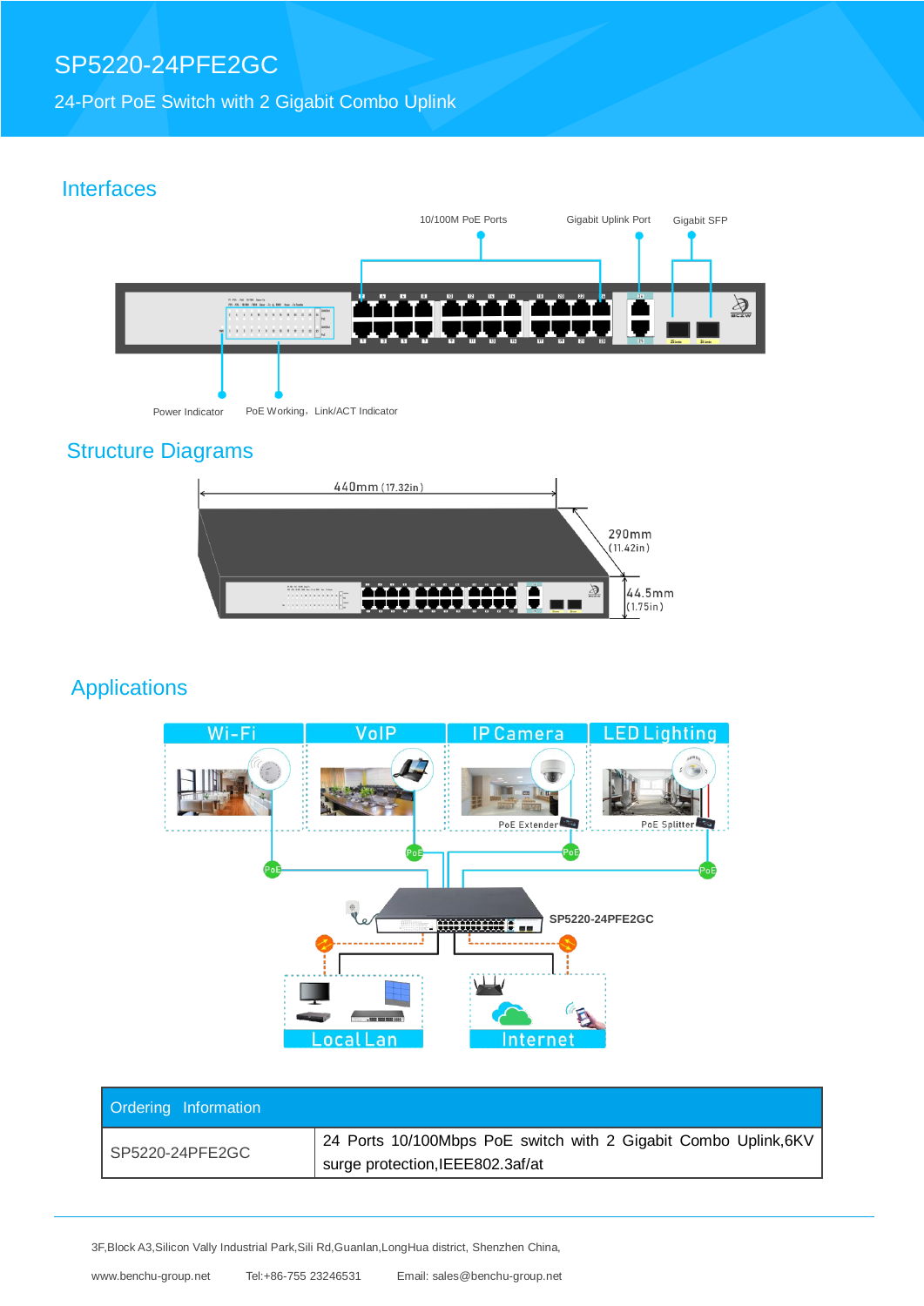# SP5220-24PFE2GC

24-Port PoE Switch with 2 Gigabit Combo Uplink

## Interfaces

10/100M PoE Ports

Gigabit Uplink Port

Gigabit SFP

Power Indicator

PoE Working，Link/ACT Indicator

## Structure Diagrams

440mm (17.32in)

290mm (11.42in)

44.5mm (1.75in)

## Applications

Wi-Fi

VoIP

IP Camera

LED Lighting

PoE Extender

PoE Splitter

PoE

SP5220-24PFE2GC

Local Lan

Internet

| Ordering Information | |
|---|---|
| SP5220-24PFE2GC | 24 Ports 10/100Mbps PoE switch with 2 Gigabit Combo Uplink,6KV surge protection,IEEE802.3af/at |

3F,Block A3,Silicon Vally Industrial Park,Sili Rd,Guanlan,LongHua district, Shenzhen China,

www.benchu-group.net Tel:+86-755 23246531 Email: sales@benchu-group.net